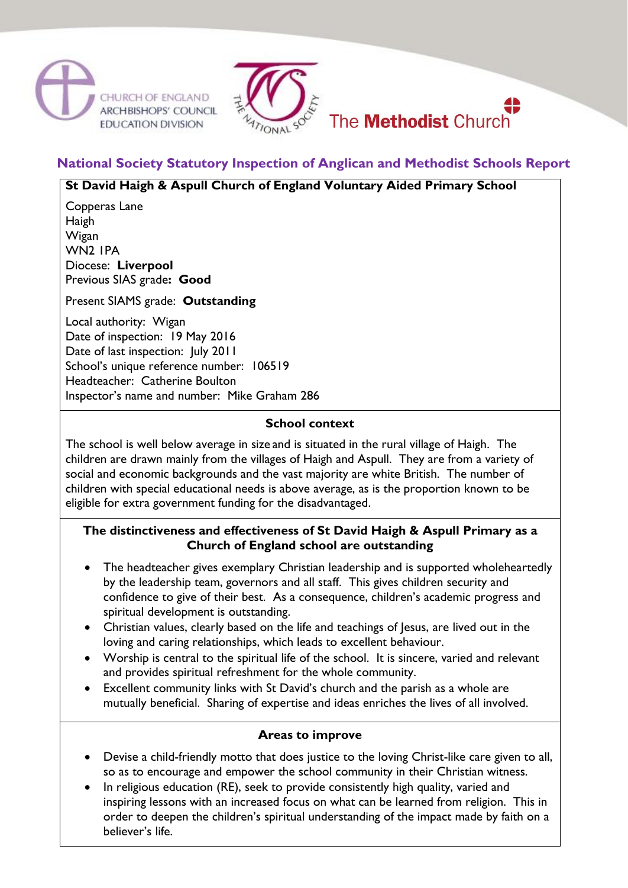CHURCH OF ENGLAND
ARCHBISHOPS' COUNCIL
EDUCATION DIVISION

THE NATIONAL SOCIETY

The **Methodist** Church

## National Society Statutory Inspection of Anglican and Methodist Schools Report

**St David Haigh & Aspull Church of England Voluntary Aided Primary School**

Copperas Lane
Haigh
Wigan
WN2 1PA
Diocese: **Liverpool**
Previous SIAS grade**: Good**

Present SIAMS grade: **Outstanding**

Local authority: Wigan
Date of inspection: 19 May 2016
Date of last inspection: July 2011
School's unique reference number: 106519
Headteacher: Catherine Boulton
Inspector's name and number: Mike Graham 286

### School context

The school is well below average in size and is situated in the rural village of Haigh. The children are drawn mainly from the villages of Haigh and Aspull. They are from a variety of social and economic backgrounds and the vast majority are white British. The number of children with special educational needs is above average, as is the proportion known to be eligible for extra government funding for the disadvantaged.

### The distinctiveness and effectiveness of St David Haigh & Aspull Primary as a Church of England school are outstanding

- The headteacher gives exemplary Christian leadership and is supported wholeheartedly by the leadership team, governors and all staff. This gives children security and confidence to give of their best. As a consequence, children's academic progress and spiritual development is outstanding.
- Christian values, clearly based on the life and teachings of Jesus, are lived out in the loving and caring relationships, which leads to excellent behaviour.
- Worship is central to the spiritual life of the school. It is sincere, varied and relevant and provides spiritual refreshment for the whole community.
- Excellent community links with St David's church and the parish as a whole are mutually beneficial. Sharing of expertise and ideas enriches the lives of all involved.

### Areas to improve

- Devise a child-friendly motto that does justice to the loving Christ-like care given to all, so as to encourage and empower the school community in their Christian witness.
- In religious education (RE), seek to provide consistently high quality, varied and inspiring lessons with an increased focus on what can be learned from religion. This in order to deepen the children's spiritual understanding of the impact made by faith on a believer's life.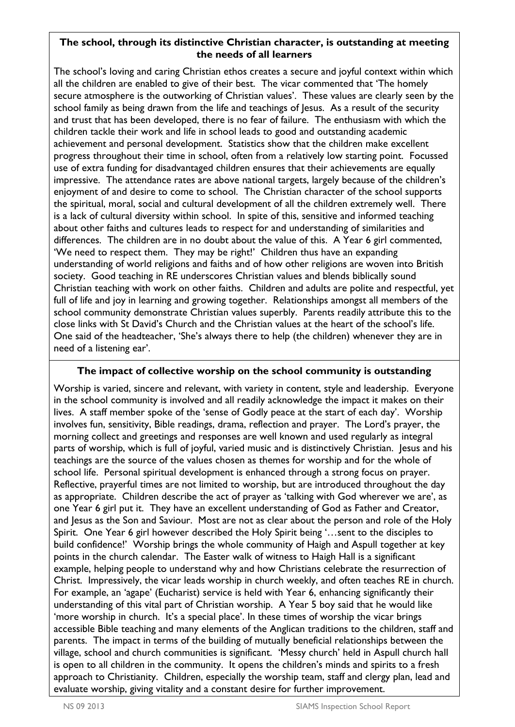**The school, through its distinctive Christian character, is outstanding at meeting the needs of all learners**

The school's loving and caring Christian ethos creates a secure and joyful context within which all the children are enabled to give of their best. The vicar commented that 'The homely secure atmosphere is the outworking of Christian values'. These values are clearly seen by the school family as being drawn from the life and teachings of Jesus. As a result of the security and trust that has been developed, there is no fear of failure. The enthusiasm with which the children tackle their work and life in school leads to good and outstanding academic achievement and personal development. Statistics show that the children make excellent progress throughout their time in school, often from a relatively low starting point. Focussed use of extra funding for disadvantaged children ensures that their achievements are equally impressive. The attendance rates are above national targets, largely because of the children's enjoyment of and desire to come to school. The Christian character of the school supports the spiritual, moral, social and cultural development of all the children extremely well. There is a lack of cultural diversity within school. In spite of this, sensitive and informed teaching about other faiths and cultures leads to respect for and understanding of similarities and differences. The children are in no doubt about the value of this. A Year 6 girl commented, 'We need to respect them. They may be right!' Children thus have an expanding understanding of world religions and faiths and of how other religions are woven into British society. Good teaching in RE underscores Christian values and blends biblically sound Christian teaching with work on other faiths. Children and adults are polite and respectful, yet full of life and joy in learning and growing together. Relationships amongst all members of the school community demonstrate Christian values superbly. Parents readily attribute this to the close links with St David's Church and the Christian values at the heart of the school's life. One said of the headteacher, 'She's always there to help (the children) whenever they are in need of a listening ear'.

**The impact of collective worship on the school community is outstanding**

Worship is varied, sincere and relevant, with variety in content, style and leadership. Everyone in the school community is involved and all readily acknowledge the impact it makes on their lives. A staff member spoke of the 'sense of Godly peace at the start of each day'. Worship involves fun, sensitivity, Bible readings, drama, reflection and prayer. The Lord's prayer, the morning collect and greetings and responses are well known and used regularly as integral parts of worship, which is full of joyful, varied music and is distinctively Christian. Jesus and his teachings are the source of the values chosen as themes for worship and for the whole of school life. Personal spiritual development is enhanced through a strong focus on prayer. Reflective, prayerful times are not limited to worship, but are introduced throughout the day as appropriate. Children describe the act of prayer as 'talking with God wherever we are', as one Year 6 girl put it. They have an excellent understanding of God as Father and Creator, and Jesus as the Son and Saviour. Most are not as clear about the person and role of the Holy Spirit. One Year 6 girl however described the Holy Spirit being '…sent to the disciples to build confidence!' Worship brings the whole community of Haigh and Aspull together at key points in the church calendar. The Easter walk of witness to Haigh Hall is a significant example, helping people to understand why and how Christians celebrate the resurrection of Christ. Impressively, the vicar leads worship in church weekly, and often teaches RE in church. For example, an 'agape' (Eucharist) service is held with Year 6, enhancing significantly their understanding of this vital part of Christian worship. A Year 5 boy said that he would like 'more worship in church. It's a special place'. In these times of worship the vicar brings accessible Bible teaching and many elements of the Anglican traditions to the children, staff and parents. The impact in terms of the building of mutually beneficial relationships between the village, school and church communities is significant. 'Messy church' held in Aspull church hall is open to all children in the community. It opens the children's minds and spirits to a fresh approach to Christianity. Children, especially the worship team, staff and clergy plan, lead and evaluate worship, giving vitality and a constant desire for further improvement.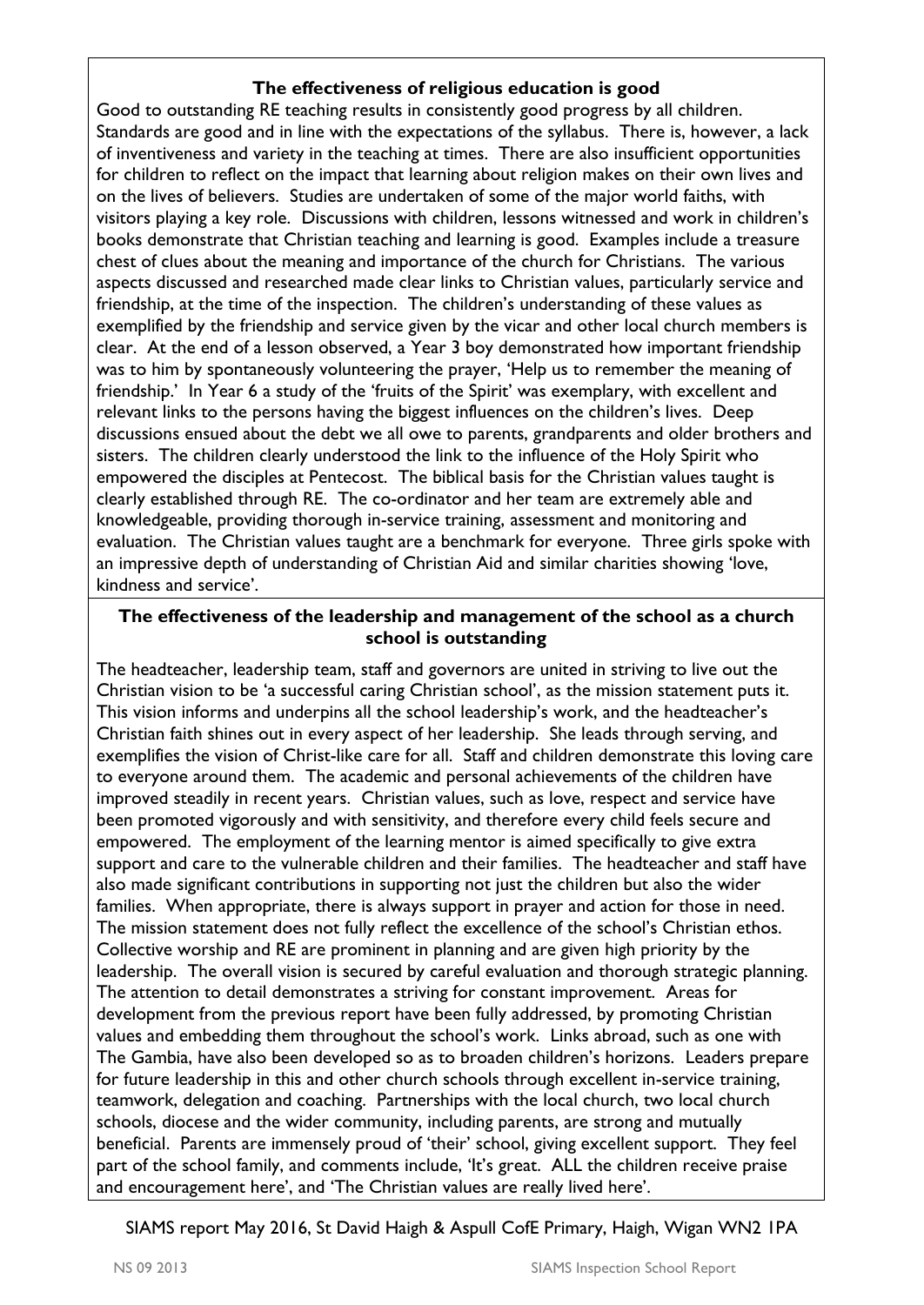**The effectiveness of religious education is good**

Good to outstanding RE teaching results in consistently good progress by all children. Standards are good and in line with the expectations of the syllabus. There is, however, a lack of inventiveness and variety in the teaching at times. There are also insufficient opportunities for children to reflect on the impact that learning about religion makes on their own lives and on the lives of believers. Studies are undertaken of some of the major world faiths, with visitors playing a key role. Discussions with children, lessons witnessed and work in children's books demonstrate that Christian teaching and learning is good. Examples include a treasure chest of clues about the meaning and importance of the church for Christians. The various aspects discussed and researched made clear links to Christian values, particularly service and friendship, at the time of the inspection. The children's understanding of these values as exemplified by the friendship and service given by the vicar and other local church members is clear. At the end of a lesson observed, a Year 3 boy demonstrated how important friendship was to him by spontaneously volunteering the prayer, 'Help us to remember the meaning of friendship.' In Year 6 a study of the 'fruits of the Spirit' was exemplary, with excellent and relevant links to the persons having the biggest influences on the children's lives. Deep discussions ensued about the debt we all owe to parents, grandparents and older brothers and sisters. The children clearly understood the link to the influence of the Holy Spirit who empowered the disciples at Pentecost. The biblical basis for the Christian values taught is clearly established through RE. The co-ordinator and her team are extremely able and knowledgeable, providing thorough in-service training, assessment and monitoring and evaluation. The Christian values taught are a benchmark for everyone. Three girls spoke with an impressive depth of understanding of Christian Aid and similar charities showing 'love, kindness and service'.

**The effectiveness of the leadership and management of the school as a church school is outstanding**

The headteacher, leadership team, staff and governors are united in striving to live out the Christian vision to be 'a successful caring Christian school', as the mission statement puts it. This vision informs and underpins all the school leadership's work, and the headteacher's Christian faith shines out in every aspect of her leadership. She leads through serving, and exemplifies the vision of Christ-like care for all. Staff and children demonstrate this loving care to everyone around them. The academic and personal achievements of the children have improved steadily in recent years. Christian values, such as love, respect and service have been promoted vigorously and with sensitivity, and therefore every child feels secure and empowered. The employment of the learning mentor is aimed specifically to give extra support and care to the vulnerable children and their families. The headteacher and staff have also made significant contributions in supporting not just the children but also the wider families. When appropriate, there is always support in prayer and action for those in need. The mission statement does not fully reflect the excellence of the school's Christian ethos. Collective worship and RE are prominent in planning and are given high priority by the leadership. The overall vision is secured by careful evaluation and thorough strategic planning. The attention to detail demonstrates a striving for constant improvement. Areas for development from the previous report have been fully addressed, by promoting Christian values and embedding them throughout the school's work. Links abroad, such as one with The Gambia, have also been developed so as to broaden children's horizons. Leaders prepare for future leadership in this and other church schools through excellent in-service training, teamwork, delegation and coaching. Partnerships with the local church, two local church schools, diocese and the wider community, including parents, are strong and mutually beneficial. Parents are immensely proud of 'their' school, giving excellent support. They feel part of the school family, and comments include, 'It's great. ALL the children receive praise and encouragement here', and 'The Christian values are really lived here'.

SIAMS report May 2016, St David Haigh & Aspull CofE Primary, Haigh, Wigan WN2 1PA